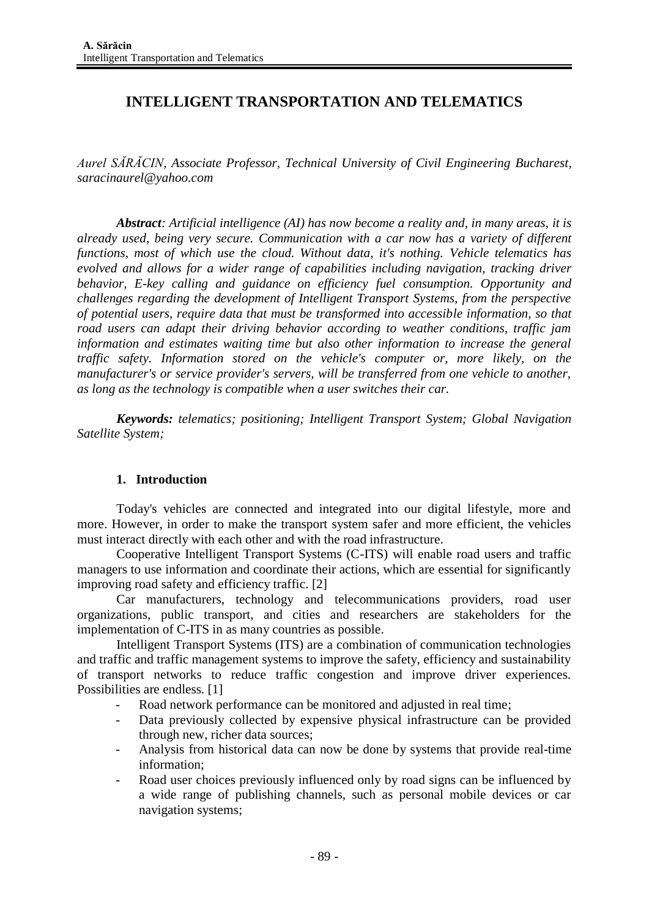# INTELLIGENT TRANSPORTATION AND TELEMATICS

*Aurel SĂRĂCIN, Associate Professor, Technical University of Civil Engineering Bucharest, saracinaurel@yahoo.com*

***Abstract**: Artificial intelligence (AI) has now become a reality and, in many areas, it is already used, being very secure. Communication with a car now has a variety of different functions, most of which use the cloud. Without data, it's nothing. Vehicle telematics has evolved and allows for a wider range of capabilities including navigation, tracking driver behavior, E-key calling and guidance on efficiency fuel consumption. Opportunity and challenges regarding the development of Intelligent Transport Systems, from the perspective of potential users, require data that must be transformed into accessible information, so that road users can adapt their driving behavior according to weather conditions, traffic jam information and estimates waiting time but also other information to increase the general traffic safety. Information stored on the vehicle's computer or, more likely, on the manufacturer's or service provider's servers, will be transferred from one vehicle to another, as long as the technology is compatible when a user switches their car.*

***Keywords:** telematics; positioning; Intelligent Transport System; Global Navigation Satellite System;*

## 1. Introduction

Today's vehicles are connected and integrated into our digital lifestyle, more and more. However, in order to make the transport system safer and more efficient, the vehicles must interact directly with each other and with the road infrastructure.

Cooperative Intelligent Transport Systems (C-ITS) will enable road users and traffic managers to use information and coordinate their actions, which are essential for significantly improving road safety and efficiency traffic. [2]

Car manufacturers, technology and telecommunications providers, road user organizations, public transport, and cities and researchers are stakeholders for the implementation of C-ITS in as many countries as possible.

Intelligent Transport Systems (ITS) are a combination of communication technologies and traffic and traffic management systems to improve the safety, efficiency and sustainability of transport networks to reduce traffic congestion and improve driver experiences. Possibilities are endless. [1]

- Road network performance can be monitored and adjusted in real time;
- Data previously collected by expensive physical infrastructure can be provided through new, richer data sources;
- Analysis from historical data can now be done by systems that provide real-time information;
- Road user choices previously influenced only by road signs can be influenced by a wide range of publishing channels, such as personal mobile devices or car navigation systems;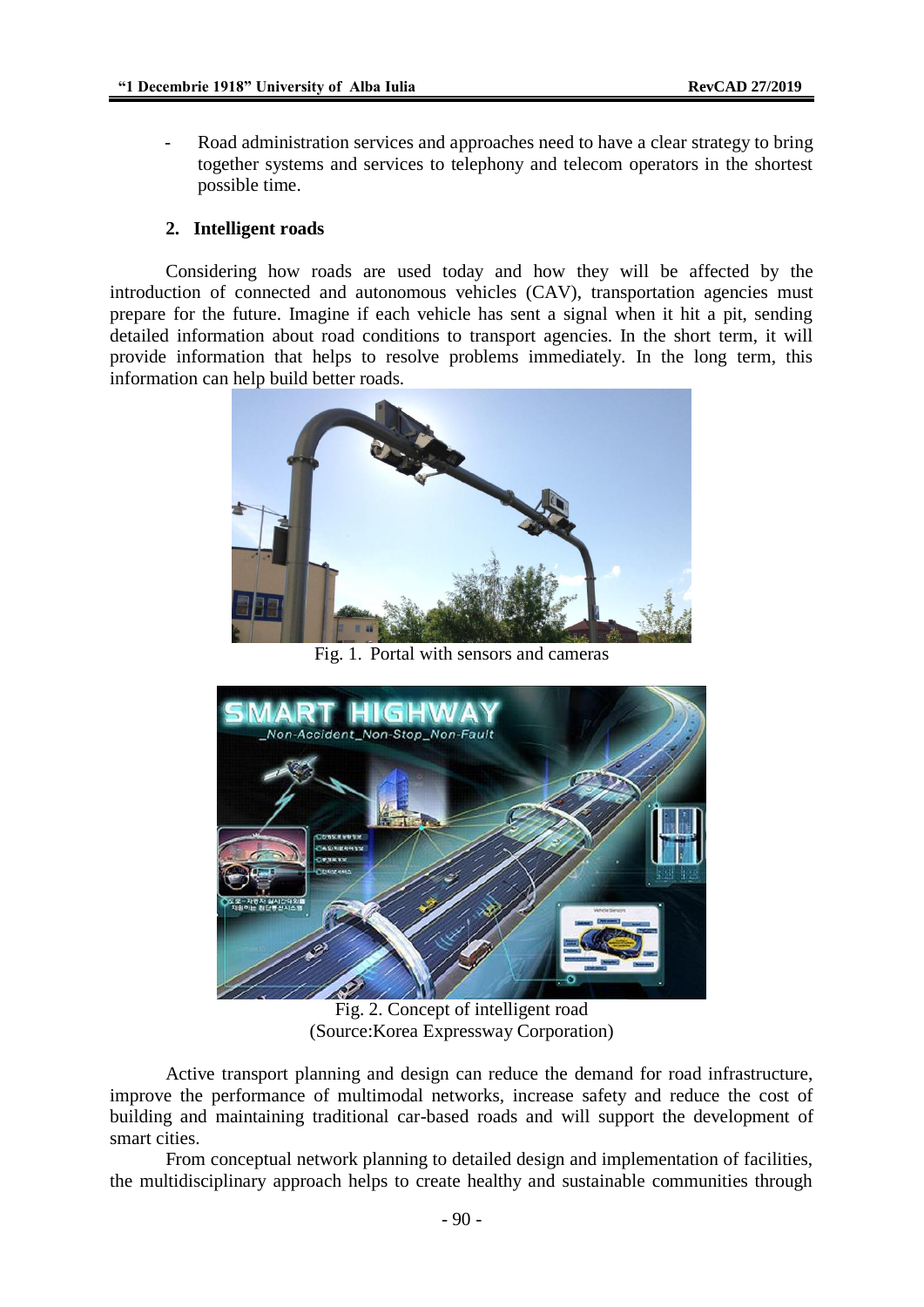- Road administration services and approaches need to have a clear strategy to bring together systems and services to telephony and telecom operators in the shortest possible time.

## 2. Intelligent roads

Considering how roads are used today and how they will be affected by the introduction of connected and autonomous vehicles (CAV), transportation agencies must prepare for the future. Imagine if each vehicle has sent a signal when it hit a pit, sending detailed information about road conditions to transport agencies. In the short term, it will provide information that helps to resolve problems immediately. In the long term, this information can help build better roads.

Fig. 1. Portal with sensors and cameras

Fig. 2. Concept of intelligent road
(Source:Korea Expressway Corporation)

Active transport planning and design can reduce the demand for road infrastructure, improve the performance of multimodal networks, increase safety and reduce the cost of building and maintaining traditional car-based roads and will support the development of smart cities.

From conceptual network planning to detailed design and implementation of facilities, the multidisciplinary approach helps to create healthy and sustainable communities through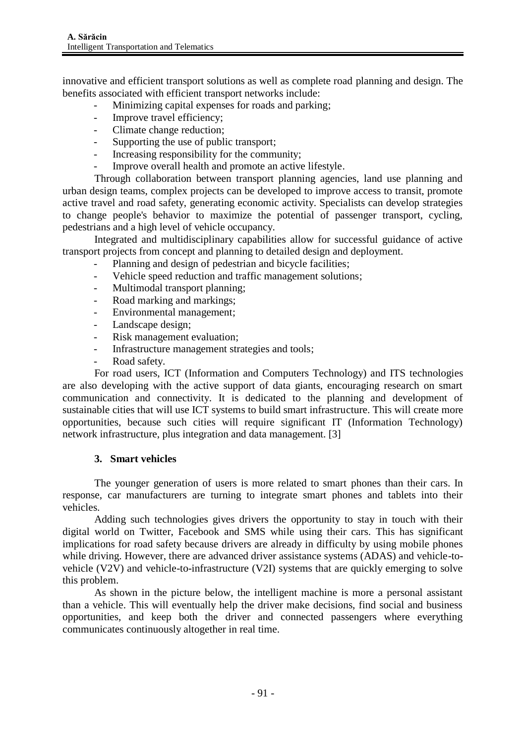innovative and efficient transport solutions as well as complete road planning and design. The benefits associated with efficient transport networks include:

- Minimizing capital expenses for roads and parking;
- Improve travel efficiency;
- Climate change reduction;
- Supporting the use of public transport;
- Increasing responsibility for the community;
- Improve overall health and promote an active lifestyle.

Through collaboration between transport planning agencies, land use planning and urban design teams, complex projects can be developed to improve access to transit, promote active travel and road safety, generating economic activity. Specialists can develop strategies to change people's behavior to maximize the potential of passenger transport, cycling, pedestrians and a high level of vehicle occupancy.

Integrated and multidisciplinary capabilities allow for successful guidance of active transport projects from concept and planning to detailed design and deployment.

- Planning and design of pedestrian and bicycle facilities;
- Vehicle speed reduction and traffic management solutions;
- Multimodal transport planning;
- Road marking and markings;
- Environmental management;
- Landscape design;
- Risk management evaluation;
- Infrastructure management strategies and tools;
- Road safety.

For road users, ICT (Information and Computers Technology) and ITS technologies are also developing with the active support of data giants, encouraging research on smart communication and connectivity. It is dedicated to the planning and development of sustainable cities that will use ICT systems to build smart infrastructure. This will create more opportunities, because such cities will require significant IT (Information Technology) network infrastructure, plus integration and data management. [3]

## 3. Smart vehicles

The younger generation of users is more related to smart phones than their cars. In response, car manufacturers are turning to integrate smart phones and tablets into their vehicles.

Adding such technologies gives drivers the opportunity to stay in touch with their digital world on Twitter, Facebook and SMS while using their cars. This has significant implications for road safety because drivers are already in difficulty by using mobile phones while driving. However, there are advanced driver assistance systems (ADAS) and vehicle-to-vehicle (V2V) and vehicle-to-infrastructure (V2I) systems that are quickly emerging to solve this problem.

As shown in the picture below, the intelligent machine is more a personal assistant than a vehicle. This will eventually help the driver make decisions, find social and business opportunities, and keep both the driver and connected passengers where everything communicates continuously altogether in real time.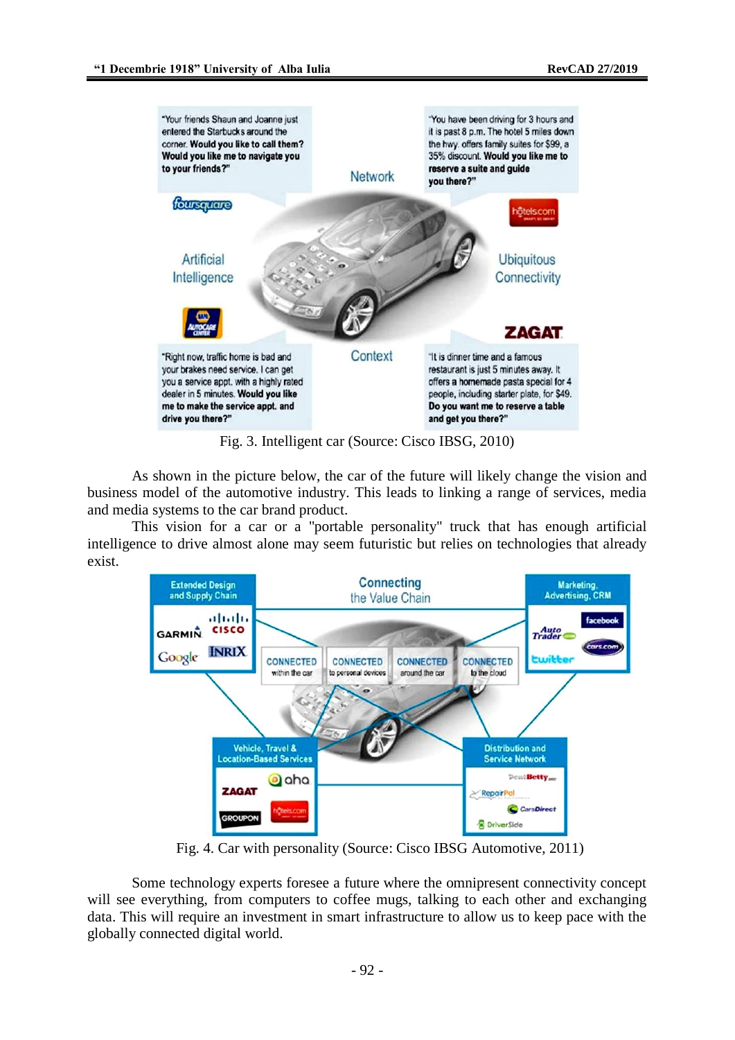Fig. 3. Intelligent car (Source: Cisco IBSG, 2010)

As shown in the picture below, the car of the future will likely change the vision and business model of the automotive industry. This leads to linking a range of services, media and media systems to the car brand product.

This vision for a car or a "portable personality" truck that has enough artificial intelligence to drive almost alone may seem futuristic but relies on technologies that already exist.

Fig. 4. Car with personality (Source: Cisco IBSG Automotive, 2011)

Some technology experts foresee a future where the omnipresent connectivity concept will see everything, from computers to coffee mugs, talking to each other and exchanging data. This will require an investment in smart infrastructure to allow us to keep pace with the globally connected digital world.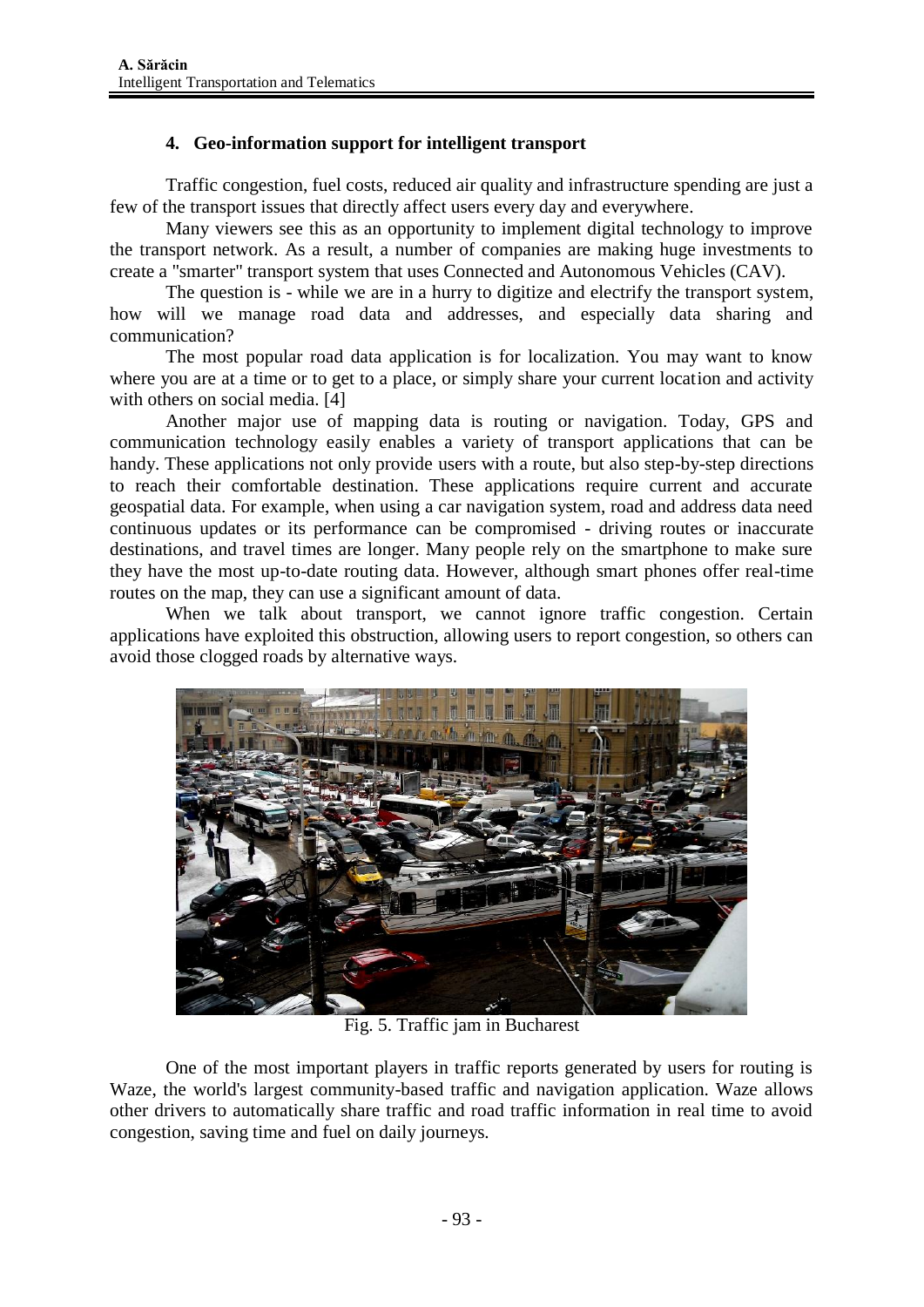## 4. Geo-information support for intelligent transport

Traffic congestion, fuel costs, reduced air quality and infrastructure spending are just a few of the transport issues that directly affect users every day and everywhere.

Many viewers see this as an opportunity to implement digital technology to improve the transport network. As a result, a number of companies are making huge investments to create a "smarter" transport system that uses Connected and Autonomous Vehicles (CAV).

The question is - while we are in a hurry to digitize and electrify the transport system, how will we manage road data and addresses, and especially data sharing and communication?

The most popular road data application is for localization. You may want to know where you are at a time or to get to a place, or simply share your current location and activity with others on social media. [4]

Another major use of mapping data is routing or navigation. Today, GPS and communication technology easily enables a variety of transport applications that can be handy. These applications not only provide users with a route, but also step-by-step directions to reach their comfortable destination. These applications require current and accurate geospatial data. For example, when using a car navigation system, road and address data need continuous updates or its performance can be compromised - driving routes or inaccurate destinations, and travel times are longer. Many people rely on the smartphone to make sure they have the most up-to-date routing data. However, although smart phones offer real-time routes on the map, they can use a significant amount of data.

When we talk about transport, we cannot ignore traffic congestion. Certain applications have exploited this obstruction, allowing users to report congestion, so others can avoid those clogged roads by alternative ways.

Fig. 5. Traffic jam in Bucharest

One of the most important players in traffic reports generated by users for routing is Waze, the world's largest community-based traffic and navigation application. Waze allows other drivers to automatically share traffic and road traffic information in real time to avoid congestion, saving time and fuel on daily journeys.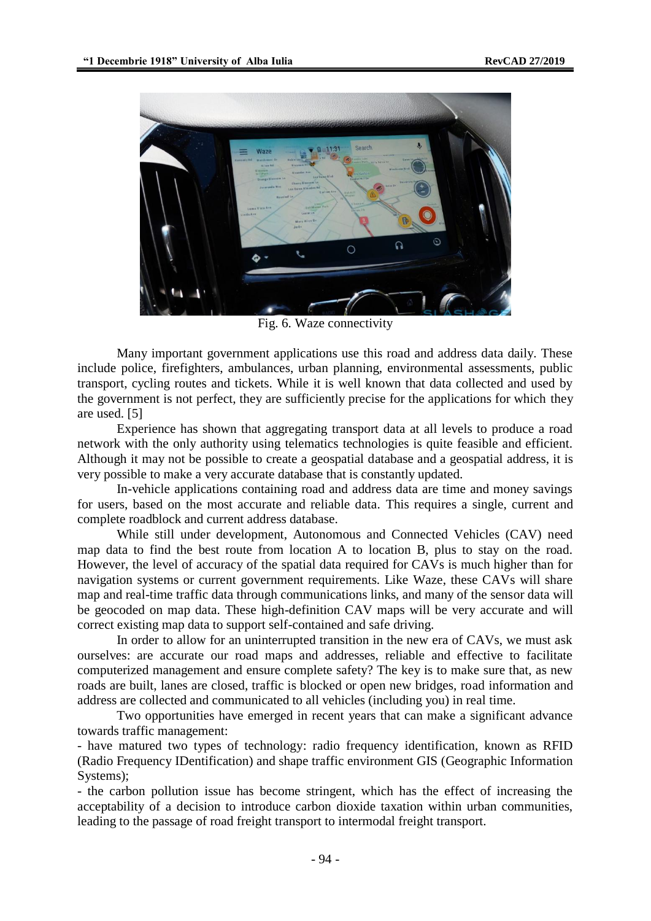Fig. 6. Waze connectivity

Many important government applications use this road and address data daily. These include police, firefighters, ambulances, urban planning, environmental assessments, public transport, cycling routes and tickets. While it is well known that data collected and used by the government is not perfect, they are sufficiently precise for the applications for which they are used. [5]

Experience has shown that aggregating transport data at all levels to produce a road network with the only authority using telematics technologies is quite feasible and efficient. Although it may not be possible to create a geospatial database and a geospatial address, it is very possible to make a very accurate database that is constantly updated.

In-vehicle applications containing road and address data are time and money savings for users, based on the most accurate and reliable data. This requires a single, current and complete roadblock and current address database.

While still under development, Autonomous and Connected Vehicles (CAV) need map data to find the best route from location A to location B, plus to stay on the road. However, the level of accuracy of the spatial data required for CAVs is much higher than for navigation systems or current government requirements. Like Waze, these CAVs will share map and real-time traffic data through communications links, and many of the sensor data will be geocoded on map data. These high-definition CAV maps will be very accurate and will correct existing map data to support self-contained and safe driving.

In order to allow for an uninterrupted transition in the new era of CAVs, we must ask ourselves: are accurate our road maps and addresses, reliable and effective to facilitate computerized management and ensure complete safety? The key is to make sure that, as new roads are built, lanes are closed, traffic is blocked or open new bridges, road information and address are collected and communicated to all vehicles (including you) in real time.

Two opportunities have emerged in recent years that can make a significant advance towards traffic management:

- have matured two types of technology: radio frequency identification, known as RFID (Radio Frequency IDentification) and shape traffic environment GIS (Geographic Information Systems);
- the carbon pollution issue has become stringent, which has the effect of increasing the acceptability of a decision to introduce carbon dioxide taxation within urban communities, leading to the passage of road freight transport to intermodal freight transport.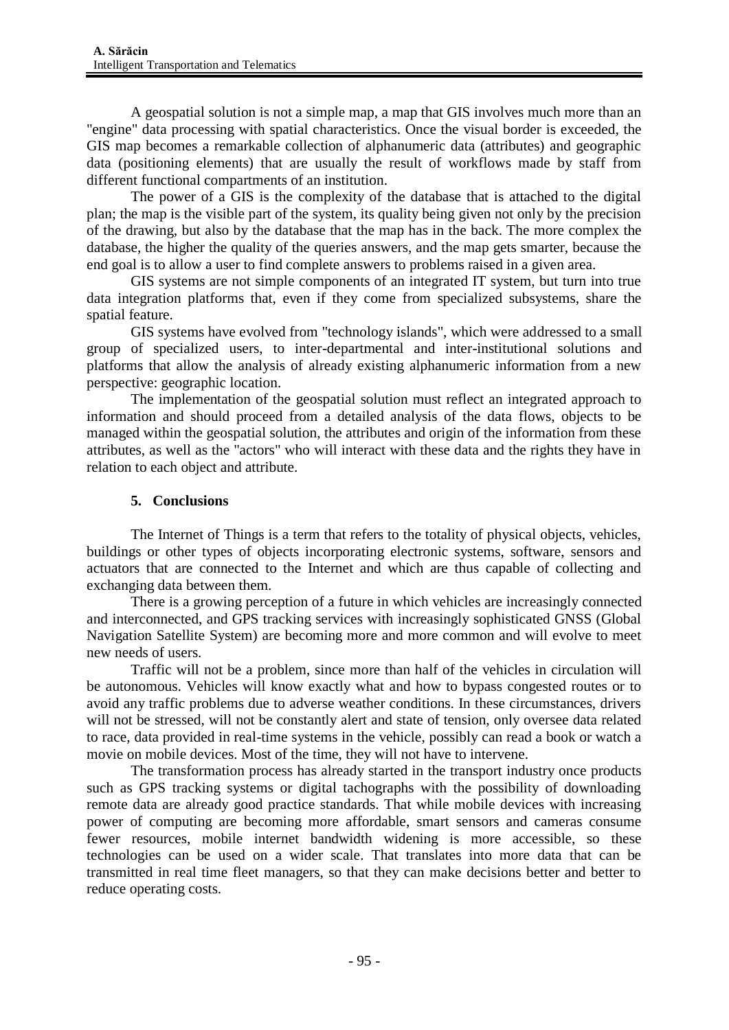A geospatial solution is not a simple map, a map that GIS involves much more than an "engine" data processing with spatial characteristics. Once the visual border is exceeded, the GIS map becomes a remarkable collection of alphanumeric data (attributes) and geographic data (positioning elements) that are usually the result of workflows made by staff from different functional compartments of an institution.

The power of a GIS is the complexity of the database that is attached to the digital plan; the map is the visible part of the system, its quality being given not only by the precision of the drawing, but also by the database that the map has in the back. The more complex the database, the higher the quality of the queries answers, and the map gets smarter, because the end goal is to allow a user to find complete answers to problems raised in a given area.

GIS systems are not simple components of an integrated IT system, but turn into true data integration platforms that, even if they come from specialized subsystems, share the spatial feature.

GIS systems have evolved from "technology islands", which were addressed to a small group of specialized users, to inter-departmental and inter-institutional solutions and platforms that allow the analysis of already existing alphanumeric information from a new perspective: geographic location.

The implementation of the geospatial solution must reflect an integrated approach to information and should proceed from a detailed analysis of the data flows, objects to be managed within the geospatial solution, the attributes and origin of the information from these attributes, as well as the "actors" who will interact with these data and the rights they have in relation to each object and attribute.

## 5. Conclusions

The Internet of Things is a term that refers to the totality of physical objects, vehicles, buildings or other types of objects incorporating electronic systems, software, sensors and actuators that are connected to the Internet and which are thus capable of collecting and exchanging data between them.

There is a growing perception of a future in which vehicles are increasingly connected and interconnected, and GPS tracking services with increasingly sophisticated GNSS (Global Navigation Satellite System) are becoming more and more common and will evolve to meet new needs of users.

Traffic will not be a problem, since more than half of the vehicles in circulation will be autonomous. Vehicles will know exactly what and how to bypass congested routes or to avoid any traffic problems due to adverse weather conditions. In these circumstances, drivers will not be stressed, will not be constantly alert and state of tension, only oversee data related to race, data provided in real-time systems in the vehicle, possibly can read a book or watch a movie on mobile devices. Most of the time, they will not have to intervene.

The transformation process has already started in the transport industry once products such as GPS tracking systems or digital tachographs with the possibility of downloading remote data are already good practice standards. That while mobile devices with increasing power of computing are becoming more affordable, smart sensors and cameras consume fewer resources, mobile internet bandwidth widening is more accessible, so these technologies can be used on a wider scale. That translates into more data that can be transmitted in real time fleet managers, so that they can make decisions better and better to reduce operating costs.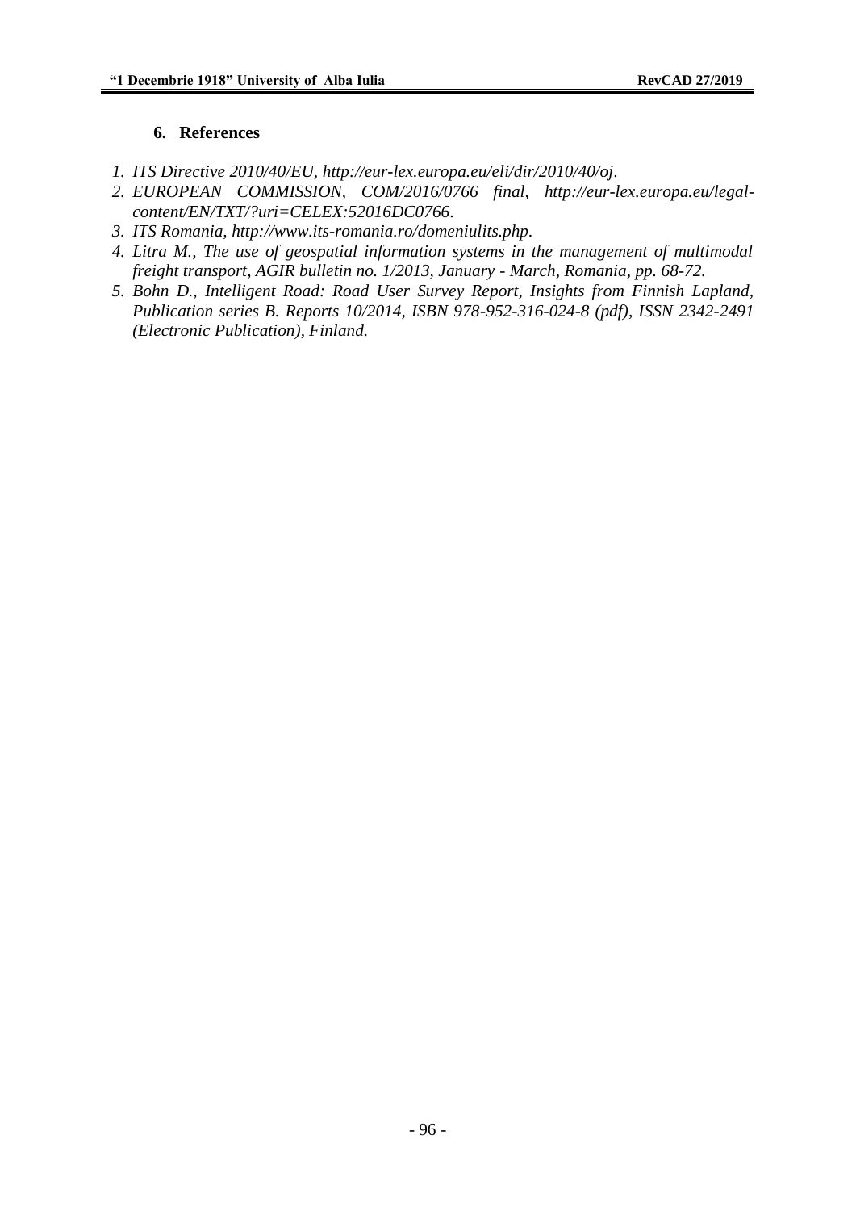## 6. References

1. *ITS Directive 2010/40/EU, http://eur-lex.europa.eu/eli/dir/2010/40/oj.*
2. *EUROPEAN COMMISSION, COM/2016/0766 final, http://eur-lex.europa.eu/legal-content/EN/TXT/?uri=CELEX:52016DC0766.*
3. *ITS Romania, http://www.its-romania.ro/domeniulits.php.*
4. *Litra M., The use of geospatial information systems in the management of multimodal freight transport, AGIR bulletin no. 1/2013, January - March, Romania, pp. 68-72.*
5. *Bohn D., Intelligent Road: Road User Survey Report, Insights from Finnish Lapland, Publication series B. Reports 10/2014, ISBN 978-952-316-024-8 (pdf), ISSN 2342-2491 (Electronic Publication), Finland.*